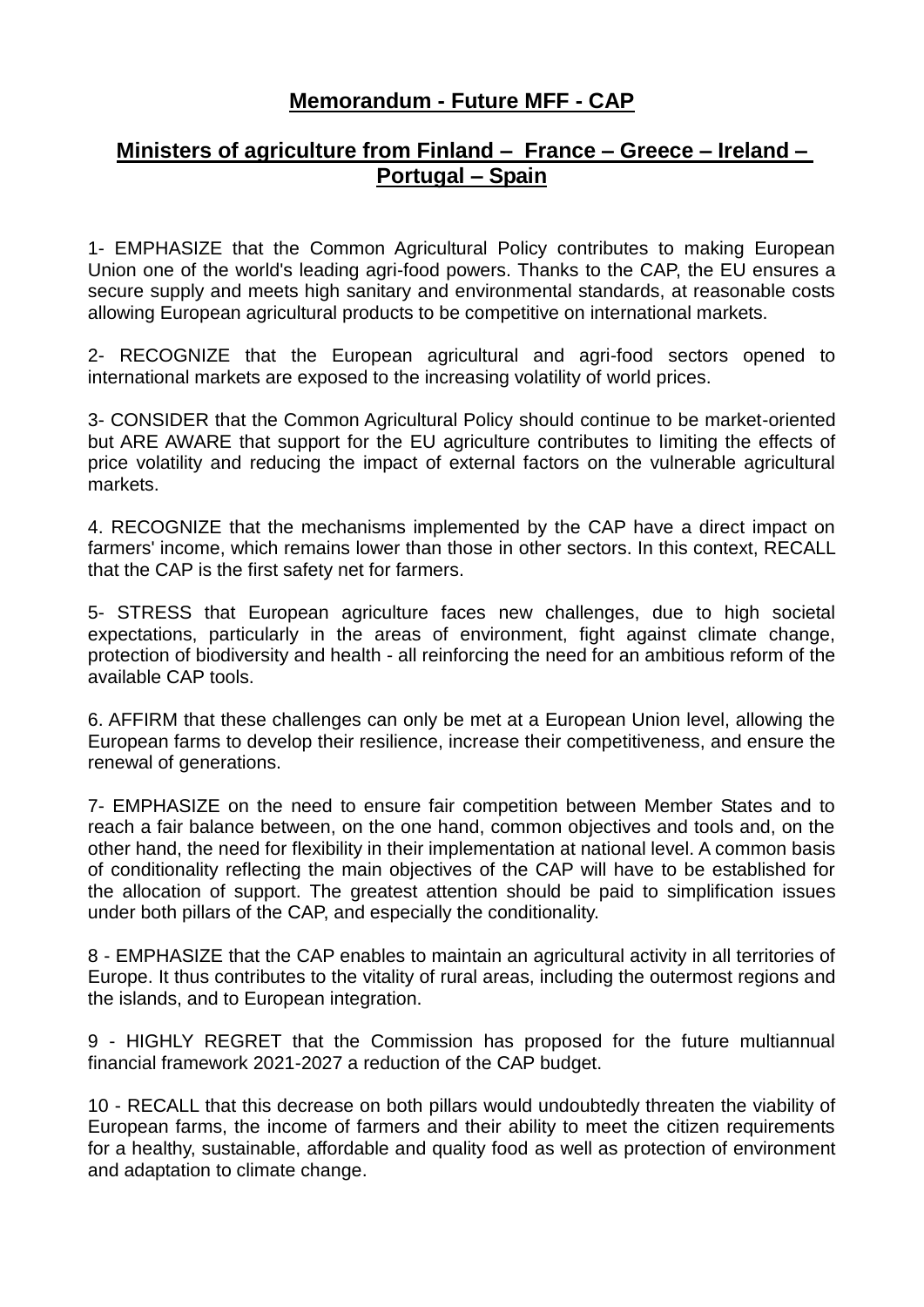# **Memorandum - Future MFF - CAP**

## **Ministers of agriculture from Finland – France – Greece – Ireland – Portugal – Spain**

1- EMPHASIZE that the Common Agricultural Policy contributes to making European Union one of the world's leading agri-food powers. Thanks to the CAP, the EU ensures a secure supply and meets high sanitary and environmental standards, at reasonable costs allowing European agricultural products to be competitive on international markets.

2- RECOGNIZE that the European agricultural and agri-food sectors opened to international markets are exposed to the increasing volatility of world prices.

3- CONSIDER that the Common Agricultural Policy should continue to be market-oriented but ARE AWARE that support for the EU agriculture contributes to limiting the effects of price volatility and reducing the impact of external factors on the vulnerable agricultural markets.

4. RECOGNIZE that the mechanisms implemented by the CAP have a direct impact on farmers' income, which remains lower than those in other sectors. In this context, RECALL that the CAP is the first safety net for farmers.

5- STRESS that European agriculture faces new challenges, due to high societal expectations, particularly in the areas of environment, fight against climate change, protection of biodiversity and health - all reinforcing the need for an ambitious reform of the available CAP tools.

6. AFFIRM that these challenges can only be met at a European Union level, allowing the European farms to develop their resilience, increase their competitiveness, and ensure the renewal of generations.

7- EMPHASIZE on the need to ensure fair competition between Member States and to reach a fair balance between, on the one hand, common objectives and tools and, on the other hand, the need for flexibility in their implementation at national level. A common basis of conditionality reflecting the main objectives of the CAP will have to be established for the allocation of support. The greatest attention should be paid to simplification issues under both pillars of the CAP, and especially the conditionality.

8 - EMPHASIZE that the CAP enables to maintain an agricultural activity in all territories of Europe. It thus contributes to the vitality of rural areas, including the outermost regions and the islands, and to European integration.

9 - HIGHLY REGRET that the Commission has proposed for the future multiannual financial framework 2021-2027 a reduction of the CAP budget.

10 - RECALL that this decrease on both pillars would undoubtedly threaten the viability of European farms, the income of farmers and their ability to meet the citizen requirements for a healthy, sustainable, affordable and quality food as well as protection of environment and adaptation to climate change.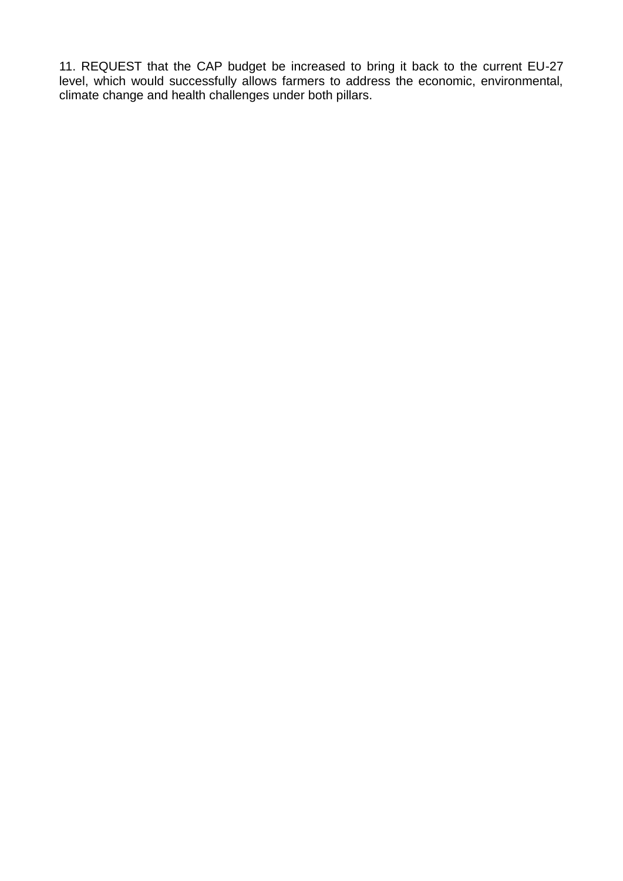11. REQUEST that the CAP budget be increased to bring it back to the current EU-27 level, which would successfully allows farmers to address the economic, environmental, climate change and health challenges under both pillars.